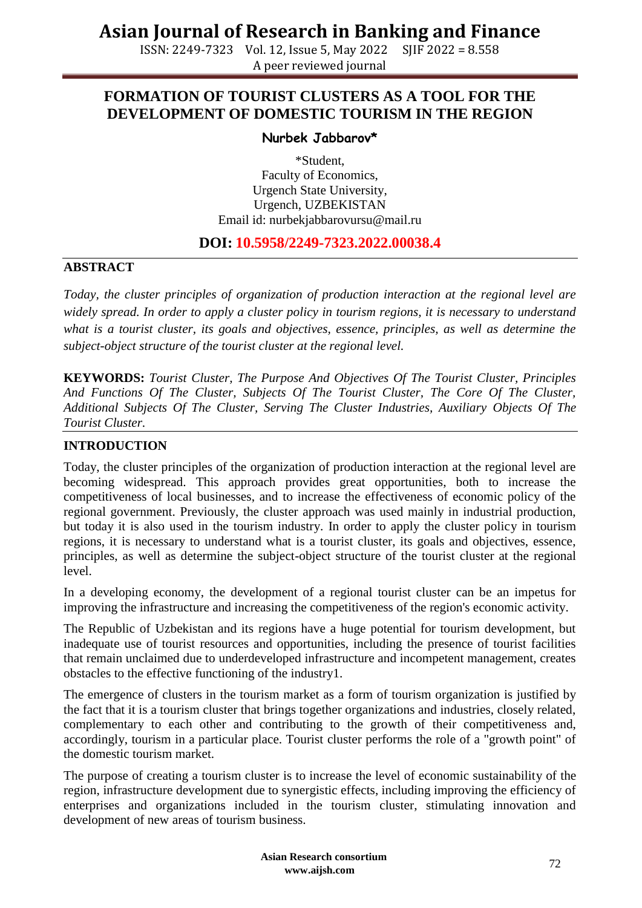# FORMATION OF TOURIST CLUSTERS AS A TOOL FOR THE DEVELOPMENT OF DOMESTIC TOURISM IN THE REGION

**Nurbek Jabbarov***

*Student,
Faculty of Economics,
Urgench State University,
Urgench, UZBEKISTAN
Email id: nurbekjabbarovursu@mail.ru

**DOI: 10.5958/2249-7323.2022.00038.4**

## ABSTRACT

*Today, the cluster principles of organization of production interaction at the regional level are widely spread. In order to apply a cluster policy in tourism regions, it is necessary to understand what is a tourist cluster, its goals and objectives, essence, principles, as well as determine the subject-object structure of the tourist cluster at the regional level.*

**KEYWORDS:** *Tourist Cluster, The Purpose And Objectives Of The Tourist Cluster, Principles And Functions Of The Cluster, Subjects Of The Tourist Cluster, The Core Of The Cluster, Additional Subjects Of The Cluster, Serving The Cluster Industries, Auxiliary Objects Of The Tourist Cluster.*

## INTRODUCTION

Today, the cluster principles of the organization of production interaction at the regional level are becoming widespread. This approach provides great opportunities, both to increase the competitiveness of local businesses, and to increase the effectiveness of economic policy of the regional government. Previously, the cluster approach was used mainly in industrial production, but today it is also used in the tourism industry. In order to apply the cluster policy in tourism regions, it is necessary to understand what is a tourist cluster, its goals and objectives, essence, principles, as well as determine the subject-object structure of the tourist cluster at the regional level.

In a developing economy, the development of a regional tourist cluster can be an impetus for improving the infrastructure and increasing the competitiveness of the region's economic activity.

The Republic of Uzbekistan and its regions have a huge potential for tourism development, but inadequate use of tourist resources and opportunities, including the presence of tourist facilities that remain unclaimed due to underdeveloped infrastructure and incompetent management, creates obstacles to the effective functioning of the industry1.

The emergence of clusters in the tourism market as a form of tourism organization is justified by the fact that it is a tourism cluster that brings together organizations and industries, closely related, complementary to each other and contributing to the growth of their competitiveness and, accordingly, tourism in a particular place. Tourist cluster performs the role of a "growth point" of the domestic tourism market.

The purpose of creating a tourism cluster is to increase the level of economic sustainability of the region, infrastructure development due to synergistic effects, including improving the efficiency of enterprises and organizations included in the tourism cluster, stimulating innovation and development of new areas of tourism business.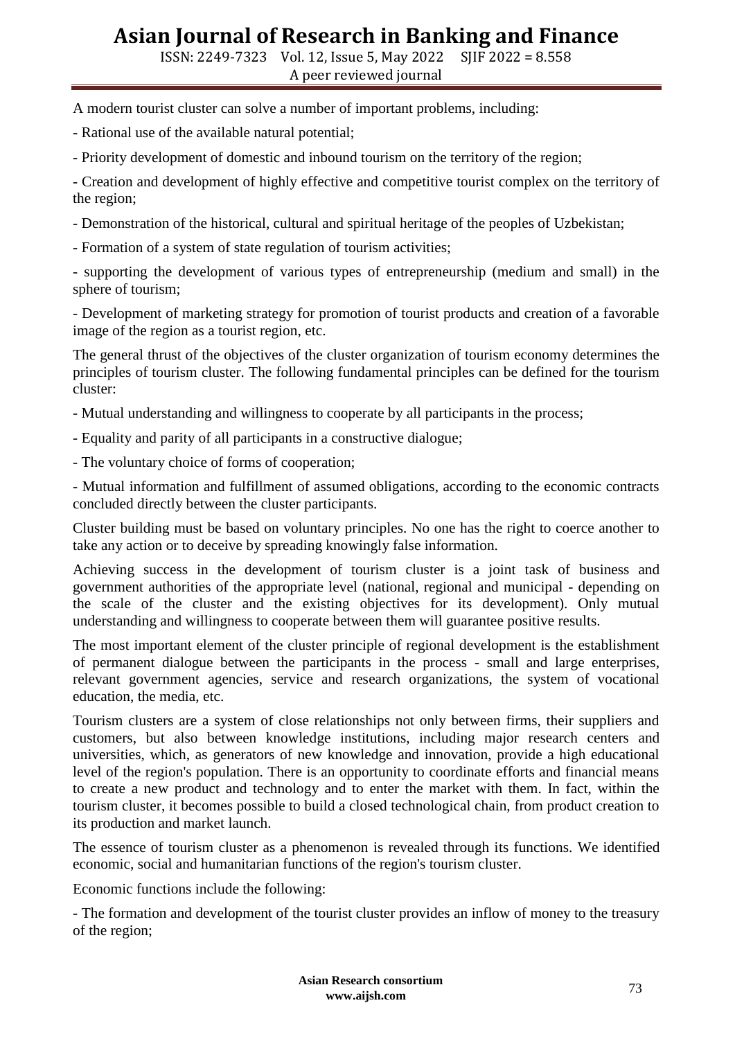A modern tourist cluster can solve a number of important problems, including:

- Rational use of the available natural potential;

- Priority development of domestic and inbound tourism on the territory of the region;

- Creation and development of highly effective and competitive tourist complex on the territory of the region;

- Demonstration of the historical, cultural and spiritual heritage of the peoples of Uzbekistan;

- Formation of a system of state regulation of tourism activities;

- supporting the development of various types of entrepreneurship (medium and small) in the sphere of tourism;

- Development of marketing strategy for promotion of tourist products and creation of a favorable image of the region as a tourist region, etc.

The general thrust of the objectives of the cluster organization of tourism economy determines the principles of tourism cluster. The following fundamental principles can be defined for the tourism cluster:

- Mutual understanding and willingness to cooperate by all participants in the process;

- Equality and parity of all participants in a constructive dialogue;

- The voluntary choice of forms of cooperation;

- Mutual information and fulfillment of assumed obligations, according to the economic contracts concluded directly between the cluster participants.

Cluster building must be based on voluntary principles. No one has the right to coerce another to take any action or to deceive by spreading knowingly false information.

Achieving success in the development of tourism cluster is a joint task of business and government authorities of the appropriate level (national, regional and municipal - depending on the scale of the cluster and the existing objectives for its development). Only mutual understanding and willingness to cooperate between them will guarantee positive results.

The most important element of the cluster principle of regional development is the establishment of permanent dialogue between the participants in the process - small and large enterprises, relevant government agencies, service and research organizations, the system of vocational education, the media, etc.

Tourism clusters are a system of close relationships not only between firms, their suppliers and customers, but also between knowledge institutions, including major research centers and universities, which, as generators of new knowledge and innovation, provide a high educational level of the region's population. There is an opportunity to coordinate efforts and financial means to create a new product and technology and to enter the market with them. In fact, within the tourism cluster, it becomes possible to build a closed technological chain, from product creation to its production and market launch.

The essence of tourism cluster as a phenomenon is revealed through its functions. We identified economic, social and humanitarian functions of the region's tourism cluster.

Economic functions include the following:

- The formation and development of the tourist cluster provides an inflow of money to the treasury of the region;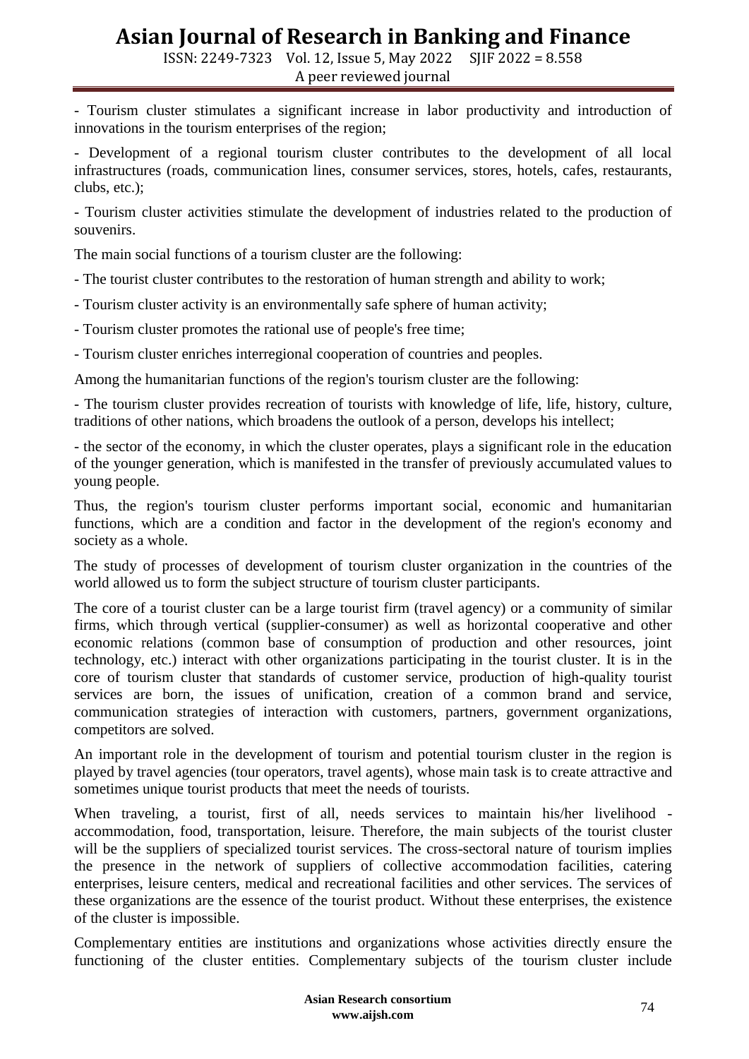- Tourism cluster stimulates a significant increase in labor productivity and introduction of innovations in the tourism enterprises of the region;

- Development of a regional tourism cluster contributes to the development of all local infrastructures (roads, communication lines, consumer services, stores, hotels, cafes, restaurants, clubs, etc.);

- Tourism cluster activities stimulate the development of industries related to the production of souvenirs.

The main social functions of a tourism cluster are the following:

- The tourist cluster contributes to the restoration of human strength and ability to work;

- Tourism cluster activity is an environmentally safe sphere of human activity;

- Tourism cluster promotes the rational use of people's free time;

- Tourism cluster enriches interregional cooperation of countries and peoples.

Among the humanitarian functions of the region's tourism cluster are the following:

- The tourism cluster provides recreation of tourists with knowledge of life, life, history, culture, traditions of other nations, which broadens the outlook of a person, develops his intellect;

- the sector of the economy, in which the cluster operates, plays a significant role in the education of the younger generation, which is manifested in the transfer of previously accumulated values to young people.

Thus, the region's tourism cluster performs important social, economic and humanitarian functions, which are a condition and factor in the development of the region's economy and society as a whole.

The study of processes of development of tourism cluster organization in the countries of the world allowed us to form the subject structure of tourism cluster participants.

The core of a tourist cluster can be a large tourist firm (travel agency) or a community of similar firms, which through vertical (supplier-consumer) as well as horizontal cooperative and other economic relations (common base of consumption of production and other resources, joint technology, etc.) interact with other organizations participating in the tourist cluster. It is in the core of tourism cluster that standards of customer service, production of high-quality tourist services are born, the issues of unification, creation of a common brand and service, communication strategies of interaction with customers, partners, government organizations, competitors are solved.

An important role in the development of tourism and potential tourism cluster in the region is played by travel agencies (tour operators, travel agents), whose main task is to create attractive and sometimes unique tourist products that meet the needs of tourists.

When traveling, a tourist, first of all, needs services to maintain his/her livelihood - accommodation, food, transportation, leisure. Therefore, the main subjects of the tourist cluster will be the suppliers of specialized tourist services. The cross-sectoral nature of tourism implies the presence in the network of suppliers of collective accommodation facilities, catering enterprises, leisure centers, medical and recreational facilities and other services. The services of these organizations are the essence of the tourist product. Without these enterprises, the existence of the cluster is impossible.

Complementary entities are institutions and organizations whose activities directly ensure the functioning of the cluster entities. Complementary subjects of the tourism cluster include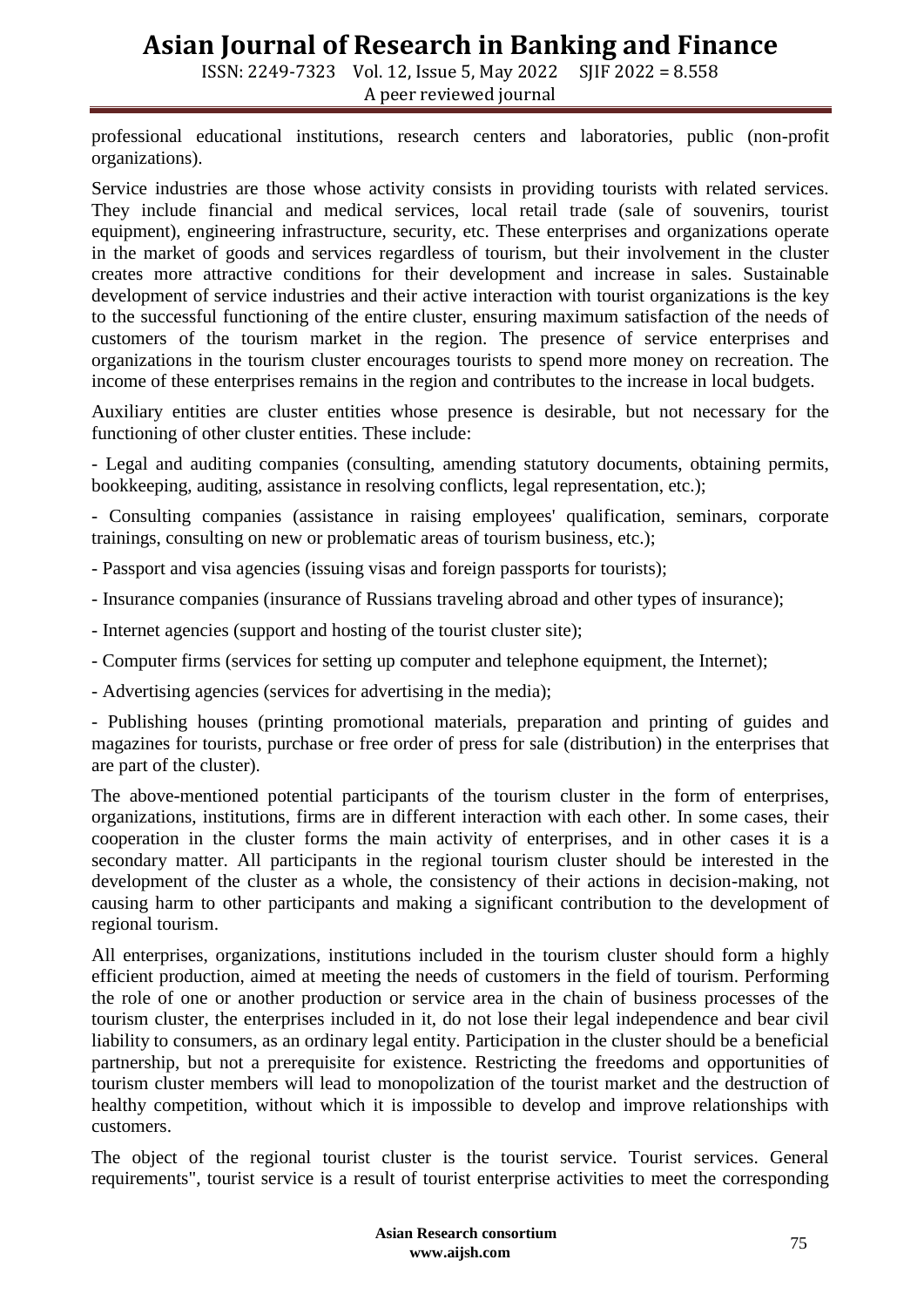professional educational institutions, research centers and laboratories, public (non-profit organizations).

Service industries are those whose activity consists in providing tourists with related services. They include financial and medical services, local retail trade (sale of souvenirs, tourist equipment), engineering infrastructure, security, etc. These enterprises and organizations operate in the market of goods and services regardless of tourism, but their involvement in the cluster creates more attractive conditions for their development and increase in sales. Sustainable development of service industries and their active interaction with tourist organizations is the key to the successful functioning of the entire cluster, ensuring maximum satisfaction of the needs of customers of the tourism market in the region. The presence of service enterprises and organizations in the tourism cluster encourages tourists to spend more money on recreation. The income of these enterprises remains in the region and contributes to the increase in local budgets.

Auxiliary entities are cluster entities whose presence is desirable, but not necessary for the functioning of other cluster entities. These include:

- Legal and auditing companies (consulting, amending statutory documents, obtaining permits, bookkeeping, auditing, assistance in resolving conflicts, legal representation, etc.);

- Consulting companies (assistance in raising employees' qualification, seminars, corporate trainings, consulting on new or problematic areas of tourism business, etc.);

- Passport and visa agencies (issuing visas and foreign passports for tourists);

- Insurance companies (insurance of Russians traveling abroad and other types of insurance);

- Internet agencies (support and hosting of the tourist cluster site);

- Computer firms (services for setting up computer and telephone equipment, the Internet);

- Advertising agencies (services for advertising in the media);

- Publishing houses (printing promotional materials, preparation and printing of guides and magazines for tourists, purchase or free order of press for sale (distribution) in the enterprises that are part of the cluster).

The above-mentioned potential participants of the tourism cluster in the form of enterprises, organizations, institutions, firms are in different interaction with each other. In some cases, their cooperation in the cluster forms the main activity of enterprises, and in other cases it is a secondary matter. All participants in the regional tourism cluster should be interested in the development of the cluster as a whole, the consistency of their actions in decision-making, not causing harm to other participants and making a significant contribution to the development of regional tourism.

All enterprises, organizations, institutions included in the tourism cluster should form a highly efficient production, aimed at meeting the needs of customers in the field of tourism. Performing the role of one or another production or service area in the chain of business processes of the tourism cluster, the enterprises included in it, do not lose their legal independence and bear civil liability to consumers, as an ordinary legal entity. Participation in the cluster should be a beneficial partnership, but not a prerequisite for existence. Restricting the freedoms and opportunities of tourism cluster members will lead to monopolization of the tourist market and the destruction of healthy competition, without which it is impossible to develop and improve relationships with customers.

The object of the regional tourist cluster is the tourist service. Tourist services. General requirements", tourist service is a result of tourist enterprise activities to meet the corresponding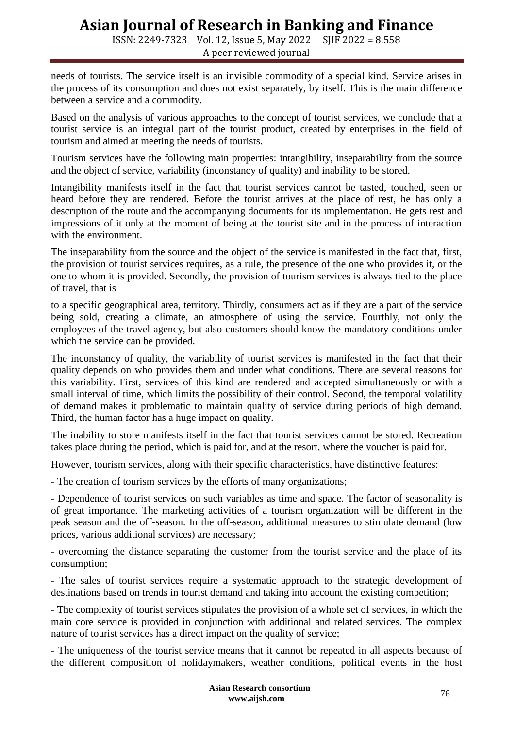needs of tourists. The service itself is an invisible commodity of a special kind. Service arises in the process of its consumption and does not exist separately, by itself. This is the main difference between a service and a commodity.

Based on the analysis of various approaches to the concept of tourist services, we conclude that a tourist service is an integral part of the tourist product, created by enterprises in the field of tourism and aimed at meeting the needs of tourists.

Tourism services have the following main properties: intangibility, inseparability from the source and the object of service, variability (inconstancy of quality) and inability to be stored.

Intangibility manifests itself in the fact that tourist services cannot be tasted, touched, seen or heard before they are rendered. Before the tourist arrives at the place of rest, he has only a description of the route and the accompanying documents for its implementation. He gets rest and impressions of it only at the moment of being at the tourist site and in the process of interaction with the environment.

The inseparability from the source and the object of the service is manifested in the fact that, first, the provision of tourist services requires, as a rule, the presence of the one who provides it, or the one to whom it is provided. Secondly, the provision of tourism services is always tied to the place of travel, that is to a specific geographical area, territory. Thirdly, consumers act as if they are a part of the service being sold, creating a climate, an atmosphere of using the service. Fourthly, not only the employees of the travel agency, but also customers should know the mandatory conditions under which the service can be provided.

The inconstancy of quality, the variability of tourist services is manifested in the fact that their quality depends on who provides them and under what conditions. There are several reasons for this variability. First, services of this kind are rendered and accepted simultaneously or with a small interval of time, which limits the possibility of their control. Second, the temporal volatility of demand makes it problematic to maintain quality of service during periods of high demand. Third, the human factor has a huge impact on quality.

The inability to store manifests itself in the fact that tourist services cannot be stored. Recreation takes place during the period, which is paid for, and at the resort, where the voucher is paid for.

However, tourism services, along with their specific characteristics, have distinctive features:

- The creation of tourism services by the efforts of many organizations;

- Dependence of tourist services on such variables as time and space. The factor of seasonality is of great importance. The marketing activities of a tourism organization will be different in the peak season and the off-season. In the off-season, additional measures to stimulate demand (low prices, various additional services) are necessary;

- overcoming the distance separating the customer from the tourist service and the place of its consumption;

- The sales of tourist services require a systematic approach to the strategic development of destinations based on trends in tourist demand and taking into account the existing competition;

- The complexity of tourist services stipulates the provision of a whole set of services, in which the main core service is provided in conjunction with additional and related services. The complex nature of tourist services has a direct impact on the quality of service;

- The uniqueness of the tourist service means that it cannot be repeated in all aspects because of the different composition of holidaymakers, weather conditions, political events in the host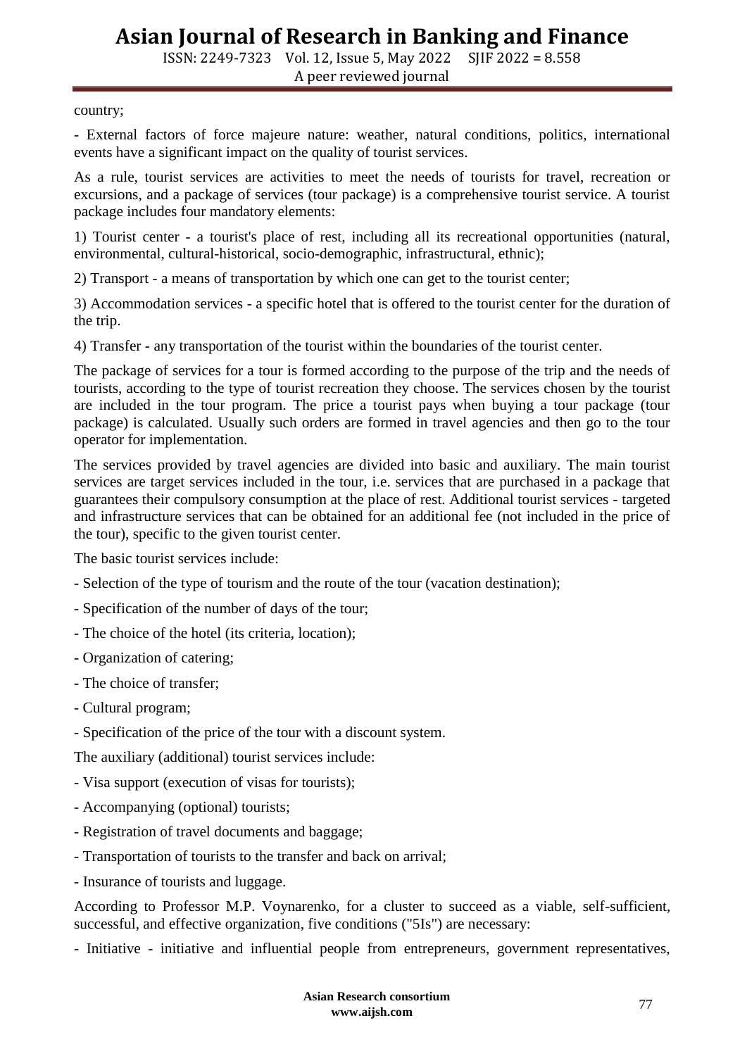country;

- External factors of force majeure nature: weather, natural conditions, politics, international events have a significant impact on the quality of tourist services.

As a rule, tourist services are activities to meet the needs of tourists for travel, recreation or excursions, and a package of services (tour package) is a comprehensive tourist service. A tourist package includes four mandatory elements:

1) Tourist center - a tourist's place of rest, including all its recreational opportunities (natural, environmental, cultural-historical, socio-demographic, infrastructural, ethnic);

2) Transport - a means of transportation by which one can get to the tourist center;

3) Accommodation services - a specific hotel that is offered to the tourist center for the duration of the trip.

4) Transfer - any transportation of the tourist within the boundaries of the tourist center.

The package of services for a tour is formed according to the purpose of the trip and the needs of tourists, according to the type of tourist recreation they choose. The services chosen by the tourist are included in the tour program. The price a tourist pays when buying a tour package (tour package) is calculated. Usually such orders are formed in travel agencies and then go to the tour operator for implementation.

The services provided by travel agencies are divided into basic and auxiliary. The main tourist services are target services included in the tour, i.e. services that are purchased in a package that guarantees their compulsory consumption at the place of rest. Additional tourist services - targeted and infrastructure services that can be obtained for an additional fee (not included in the price of the tour), specific to the given tourist center.

The basic tourist services include:

- Selection of the type of tourism and the route of the tour (vacation destination);
- Specification of the number of days of the tour;
- The choice of the hotel (its criteria, location);
- Organization of catering;
- The choice of transfer;
- Cultural program;
- Specification of the price of the tour with a discount system.

The auxiliary (additional) tourist services include:

- Visa support (execution of visas for tourists);
- Accompanying (optional) tourists;
- Registration of travel documents and baggage;
- Transportation of tourists to the transfer and back on arrival;
- Insurance of tourists and luggage.

According to Professor M.P. Voynarenko, for a cluster to succeed as a viable, self-sufficient, successful, and effective organization, five conditions ("5Is") are necessary:

- Initiative - initiative and influential people from entrepreneurs, government representatives,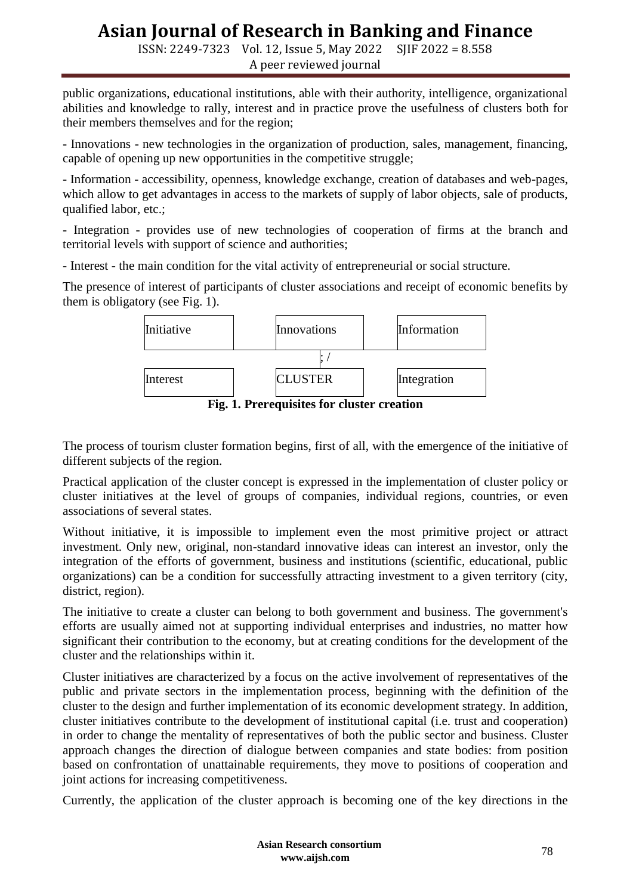public organizations, educational institutions, able with their authority, intelligence, organizational abilities and knowledge to rally, interest and in practice prove the usefulness of clusters both for their members themselves and for the region;

- Innovations - new technologies in the organization of production, sales, management, financing, capable of opening up new opportunities in the competitive struggle;

- Information - accessibility, openness, knowledge exchange, creation of databases and web-pages, which allow to get advantages in access to the markets of supply of labor objects, sale of products, qualified labor, etc.;

- Integration - provides use of new technologies of cooperation of firms at the branch and territorial levels with support of science and authorities;

- Interest - the main condition for the vital activity of entrepreneurial or social structure.

The presence of interest of participants of cluster associations and receipt of economic benefits by them is obligatory (see Fig. 1).

| Initiative | Innovations | Information |
|---|---|---|
| Interest | CLUSTER | Integration |

**Fig. 1. Prerequisites for cluster creation**

The process of tourism cluster formation begins, first of all, with the emergence of the initiative of different subjects of the region.

Practical application of the cluster concept is expressed in the implementation of cluster policy or cluster initiatives at the level of groups of companies, individual regions, countries, or even associations of several states.

Without initiative, it is impossible to implement even the most primitive project or attract investment. Only new, original, non-standard innovative ideas can interest an investor, only the integration of the efforts of government, business and institutions (scientific, educational, public organizations) can be a condition for successfully attracting investment to a given territory (city, district, region).

The initiative to create a cluster can belong to both government and business. The government's efforts are usually aimed not at supporting individual enterprises and industries, no matter how significant their contribution to the economy, but at creating conditions for the development of the cluster and the relationships within it.

Cluster initiatives are characterized by a focus on the active involvement of representatives of the public and private sectors in the implementation process, beginning with the definition of the cluster to the design and further implementation of its economic development strategy. In addition, cluster initiatives contribute to the development of institutional capital (i.e. trust and cooperation) in order to change the mentality of representatives of both the public sector and business. Cluster approach changes the direction of dialogue between companies and state bodies: from position based on confrontation of unattainable requirements, they move to positions of cooperation and joint actions for increasing competitiveness.

Currently, the application of the cluster approach is becoming one of the key directions in the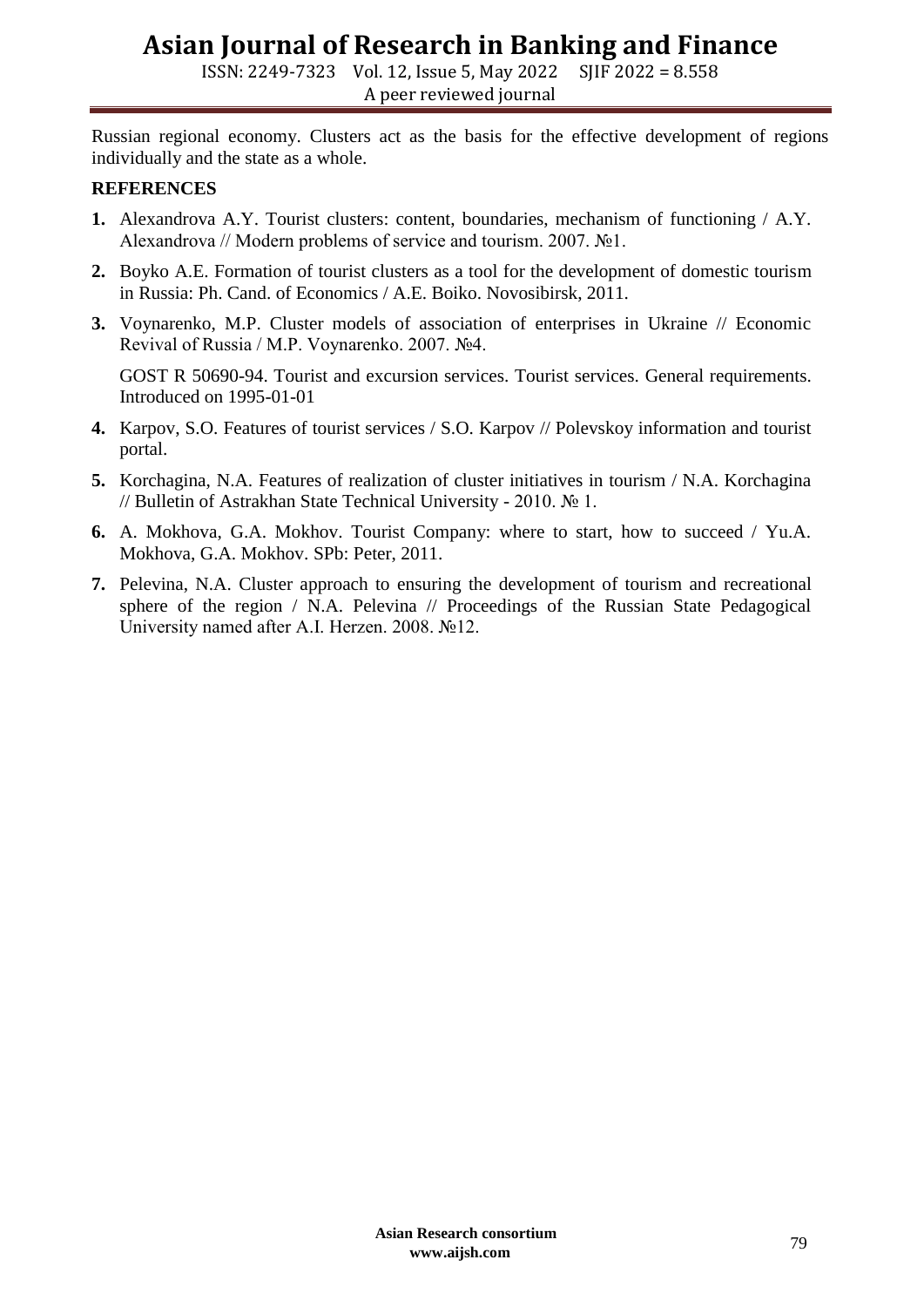Russian regional economy. Clusters act as the basis for the effective development of regions individually and the state as a whole.

## REFERENCES

1. Alexandrova A.Y. Tourist clusters: content, boundaries, mechanism of functioning / A.Y. Alexandrova // Modern problems of service and tourism. 2007. №1.
2. Boyko A.E. Formation of tourist clusters as a tool for the development of domestic tourism in Russia: Ph. Cand. of Economics / A.E. Boiko. Novosibirsk, 2011.
3. Voynarenko, M.P. Cluster models of association of enterprises in Ukraine // Economic Revival of Russia / M.P. Voynarenko. 2007. №4.

   GOST R 50690-94. Tourist and excursion services. Tourist services. General requirements. Introduced on 1995-01-01
4. Karpov, S.O. Features of tourist services / S.O. Karpov // Polevskoy information and tourist portal.
5. Korchagina, N.A. Features of realization of cluster initiatives in tourism / N.A. Korchagina // Bulletin of Astrakhan State Technical University - 2010. № 1.
6. A. Mokhova, G.A. Mokhov. Tourist Company: where to start, how to succeed / Yu.A. Mokhova, G.A. Mokhov. SPb: Peter, 2011.
7. Pelevina, N.A. Cluster approach to ensuring the development of tourism and recreational sphere of the region / N.A. Pelevina // Proceedings of the Russian State Pedagogical University named after A.I. Herzen. 2008. №12.